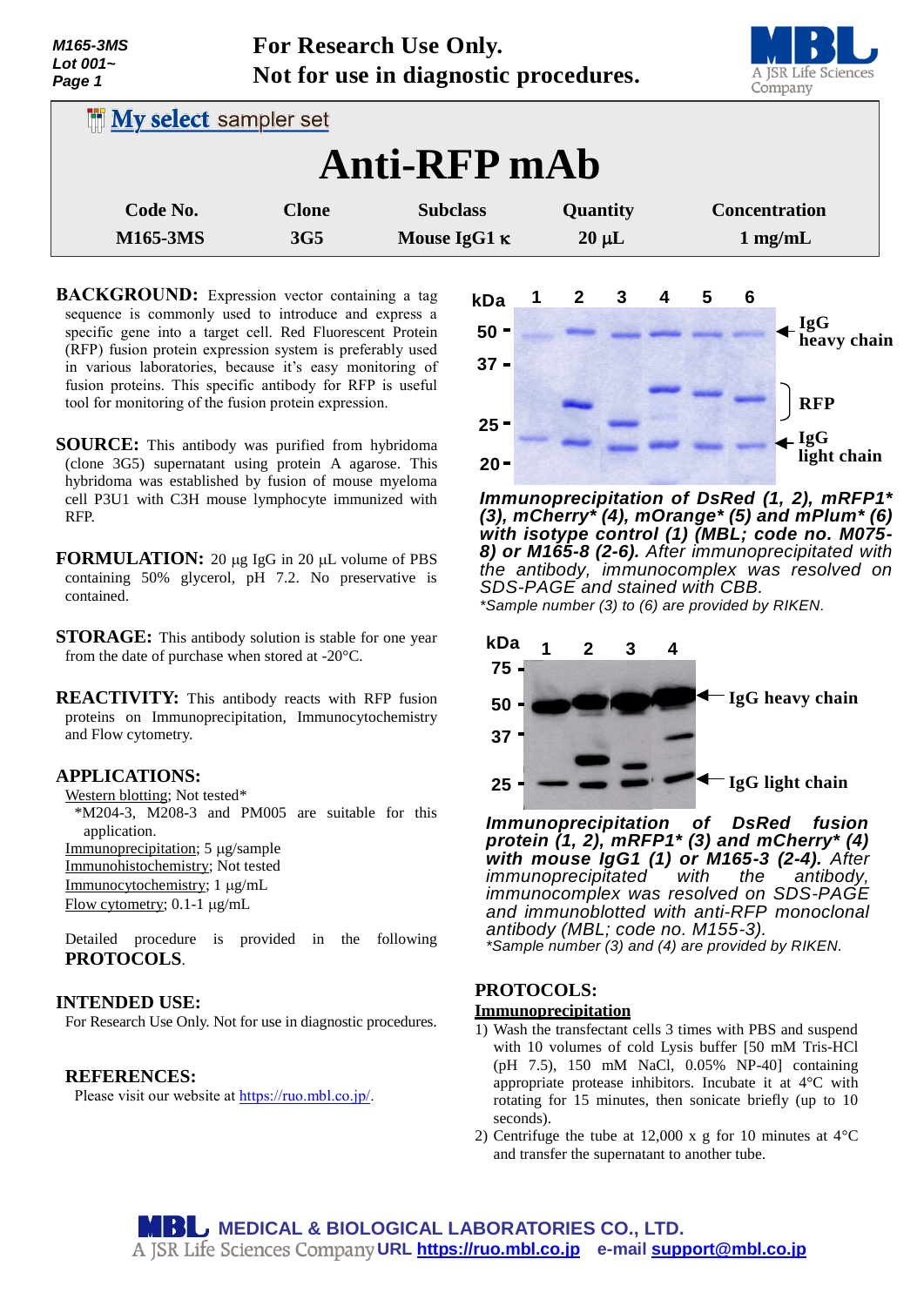For Research Use Only.
Not for use in diagnostic procedures.

My select sampler set

# Anti-RFP mAb

| Code No. | Clone | Subclass | Quantity | Concentration |
|---|---|---|---|---|
| M165-3MS | 3G5 | Mouse IgG1 κ | 20 µL | 1 mg/mL |

**BACKGROUND:** Expression vector containing a tag sequence is commonly used to introduce and express a specific gene into a target cell. Red Fluorescent Protein (RFP) fusion protein expression system is preferably used in various laboratories, because it's easy monitoring of fusion proteins. This specific antibody for RFP is useful tool for monitoring of the fusion protein expression.

**SOURCE:** This antibody was purified from hybridoma (clone 3G5) supernatant using protein A agarose. This hybridoma was established by fusion of mouse myeloma cell P3U1 with C3H mouse lymphocyte immunized with RFP.

**FORMULATION:** 20 µg IgG in 20 µL volume of PBS containing 50% glycerol, pH 7.2. No preservative is contained.

**STORAGE:** This antibody solution is stable for one year from the date of purchase when stored at -20°C.

**REACTIVITY:** This antibody reacts with RFP fusion proteins on Immunoprecipitation, Immunocytochemistry and Flow cytometry.

**APPLICATIONS:**

Western blotting; Not tested*
*M204-3, M208-3 and PM005 are suitable for this application.
Immunoprecipitation; 5 µg/sample
Immunohistochemistry; Not tested
Immunocytochemistry; 1 µg/mL
Flow cytometry; 0.1-1 µg/mL

Detailed procedure is provided in the following **PROTOCOLS**.

**INTENDED USE:**
For Research Use Only. Not for use in diagnostic procedures.

**REFERENCES:**
Please visit our website at https://ruo.mbl.co.jp/.

*Immunoprecipitation of DsRed (1, 2), mRFP1* (3), mCherry* (4), mOrange* (5) and mPlum* (6) with isotype control (1) (MBL; code no. M075-8) or M165-8 (2-6).* After immunoprecipitated with the antibody, immunocomplex was resolved on SDS-PAGE and stained with CBB.
*Sample number (3) to (6) are provided by RIKEN.

*Immunoprecipitation of DsRed fusion protein (1, 2), mRFP1* (3) and mCherry* (4) with mouse IgG1 (1) or M165-3 (2-4).* After immunoprecipitated with the antibody, immunocomplex was resolved on SDS-PAGE and immunoblotted with anti-RFP monoclonal antibody (MBL; code no. M155-3).
*Sample number (3) and (4) are provided by RIKEN.

**PROTOCOLS:**

**Immunoprecipitation**

1) Wash the transfectant cells 3 times with PBS and suspend with 10 volumes of cold Lysis buffer [50 mM Tris-HCl (pH 7.5), 150 mM NaCl, 0.05% NP-40] containing appropriate protease inhibitors. Incubate it at 4°C with rotating for 15 minutes, then sonicate briefly (up to 10 seconds).
2) Centrifuge the tube at 12,000 x g for 10 minutes at 4°C and transfer the supernatant to another tube.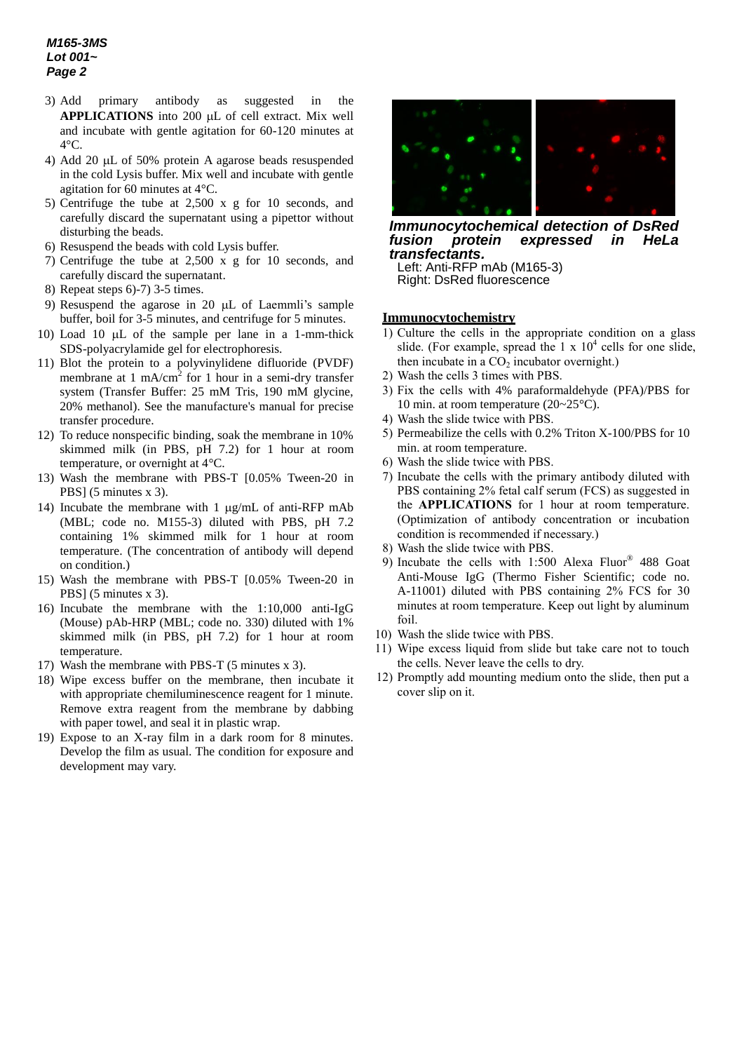3) Add primary antibody as suggested in the **APPLICATIONS** into 200 μL of cell extract. Mix well and incubate with gentle agitation for 60-120 minutes at 4°C.
4) Add 20 μL of 50% protein A agarose beads resuspended in the cold Lysis buffer. Mix well and incubate with gentle agitation for 60 minutes at 4°C.
5) Centrifuge the tube at 2,500 x g for 10 seconds, and carefully discard the supernatant using a pipettor without disturbing the beads.
6) Resuspend the beads with cold Lysis buffer.
7) Centrifuge the tube at 2,500 x g for 10 seconds, and carefully discard the supernatant.
8) Repeat steps 6)-7) 3-5 times.
9) Resuspend the agarose in 20 μL of Laemmli's sample buffer, boil for 3-5 minutes, and centrifuge for 5 minutes.
10) Load 10 μL of the sample per lane in a 1-mm-thick SDS-polyacrylamide gel for electrophoresis.
11) Blot the protein to a polyvinylidene difluoride (PVDF) membrane at 1 $mA/cm^2$ for 1 hour in a semi-dry transfer system (Transfer Buffer: 25 mM Tris, 190 mM glycine, 20% methanol). See the manufacture's manual for precise transfer procedure.
12) To reduce nonspecific binding, soak the membrane in 10% skimmed milk (in PBS, pH 7.2) for 1 hour at room temperature, or overnight at 4°C.
13) Wash the membrane with PBS-T [0.05% Tween-20 in PBS] (5 minutes x 3).
14) Incubate the membrane with 1 μg/mL of anti-RFP mAb (MBL; code no. M155-3) diluted with PBS, pH 7.2 containing 1% skimmed milk for 1 hour at room temperature. (The concentration of antibody will depend on condition.)
15) Wash the membrane with PBS-T [0.05% Tween-20 in PBS] (5 minutes x 3).
16) Incubate the membrane with the 1:10,000 anti-IgG (Mouse) pAb-HRP (MBL; code no. 330) diluted with 1% skimmed milk (in PBS, pH 7.2) for 1 hour at room temperature.
17) Wash the membrane with PBS-T (5 minutes x 3).
18) Wipe excess buffer on the membrane, then incubate it with appropriate chemiluminescence reagent for 1 minute. Remove extra reagent from the membrane by dabbing with paper towel, and seal it in plastic wrap.
19) Expose to an X-ray film in a dark room for 8 minutes. Develop the film as usual. The condition for exposure and development may vary.

***Immunocytochemical detection of DsRed fusion protein expressed in HeLa transfectants.***
Left: Anti-RFP mAb (M165-3)
Right: DsRed fluorescence

## Immunocytochemistry

1) Culture the cells in the appropriate condition on a glass slide. (For example, spread the 1 x $10^4$ cells for one slide, then incubate in a $CO_2$ incubator overnight.)
2) Wash the cells 3 times with PBS.
3) Fix the cells with 4% paraformaldehyde (PFA)/PBS for 10 min. at room temperature (20~25°C).
4) Wash the slide twice with PBS.
5) Permeabilize the cells with 0.2% Triton X-100/PBS for 10 min. at room temperature.
6) Wash the slide twice with PBS.
7) Incubate the cells with the primary antibody diluted with PBS containing 2% fetal calf serum (FCS) as suggested in the **APPLICATIONS** for 1 hour at room temperature. (Optimization of antibody concentration or incubation condition is recommended if necessary.)
8) Wash the slide twice with PBS.
9) Incubate the cells with 1:500 Alexa Fluor® 488 Goat Anti-Mouse IgG (Thermo Fisher Scientific; code no. A-11001) diluted with PBS containing 2% FCS for 30 minutes at room temperature. Keep out light by aluminum foil.
10) Wash the slide twice with PBS.
11) Wipe excess liquid from slide but take care not to touch the cells. Never leave the cells to dry.
12) Promptly add mounting medium onto the slide, then put a cover slip on it.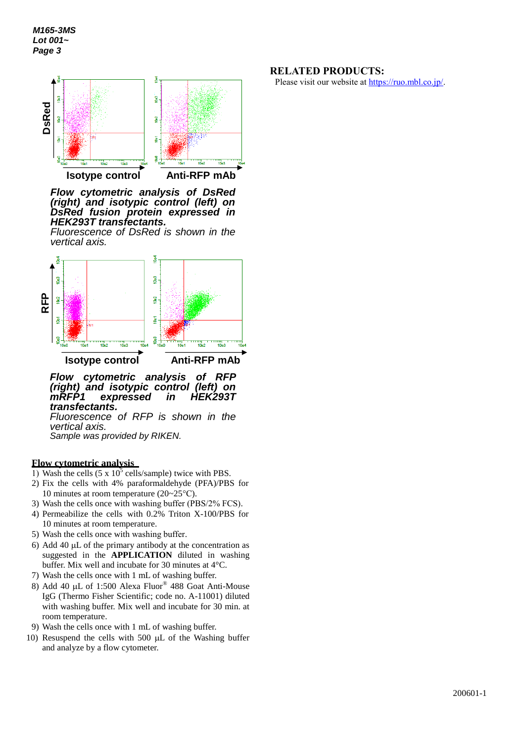DsRed

Isotype control

Anti-RFP mAb

***Flow cytometric analysis of DsRed (right) and isotypic control (left) on DsRed fusion protein expressed in HEK293T transfectants.***
*Fluorescence of DsRed is shown in the vertical axis.*

RFP

Isotype control

Anti-RFP mAb

***Flow cytometric analysis of RFP (right) and isotypic control (left) on mRFP1 expressed in HEK293T transfectants.***
*Fluorescence of RFP is shown in the vertical axis.*
*Sample was provided by RIKEN.*

## Flow cytometric analysis

1) Wash the cells ($5 \times 10^5$ cells/sample) twice with PBS.
2) Fix the cells with 4% paraformaldehyde (PFA)/PBS for 10 minutes at room temperature (20~25°C).
3) Wash the cells once with washing buffer (PBS/2% FCS).
4) Permeabilize the cells with 0.2% Triton X-100/PBS for 10 minutes at room temperature.
5) Wash the cells once with washing buffer.
6) Add 40 µL of the primary antibody at the concentration as suggested in the **APPLICATION** diluted in washing buffer. Mix well and incubate for 30 minutes at 4°C.
7) Wash the cells once with 1 mL of washing buffer.
8) Add 40 µL of 1:500 Alexa Fluor® 488 Goat Anti-Mouse IgG (Thermo Fisher Scientific; code no. A-11001) diluted with washing buffer. Mix well and incubate for 30 min. at room temperature.
9) Wash the cells once with 1 mL of washing buffer.
10) Resuspend the cells with 500 µL of the Washing buffer and analyze by a flow cytometer.

## RELATED PRODUCTS:

Please visit our website at https://ruo.mbl.co.jp/.

200601-1